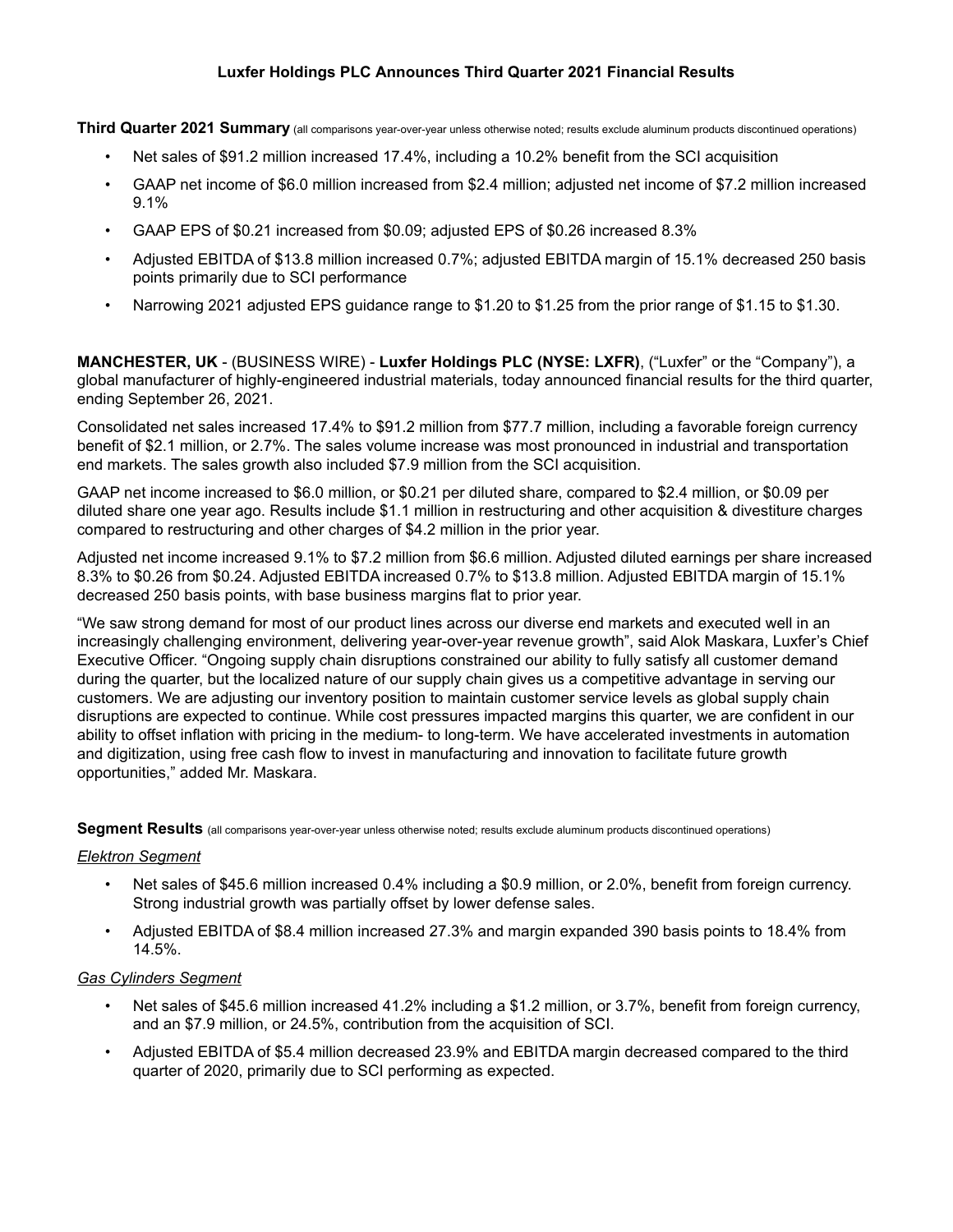# Luxfer Holdings PLC Announces Third Quarter 2021 Financial Results

**Third Quarter 2021 Summary** (all comparisons year-over-year unless otherwise noted; results exclude aluminum products discontinued operations)

- Net sales of $91.2 million increased 17.4%, including a 10.2% benefit from the SCI acquisition
- GAAP net income of $6.0 million increased from $2.4 million; adjusted net income of $7.2 million increased 9.1%
- GAAP EPS of $0.21 increased from $0.09; adjusted EPS of $0.26 increased 8.3%
- Adjusted EBITDA of $13.8 million increased 0.7%; adjusted EBITDA margin of 15.1% decreased 250 basis points primarily due to SCI performance
- Narrowing 2021 adjusted EPS guidance range to $1.20 to $1.25 from the prior range of $1.15 to $1.30.

**MANCHESTER, UK** - (BUSINESS WIRE) - **Luxfer Holdings PLC (NYSE: LXFR)**, ("Luxfer" or the "Company"), a global manufacturer of highly-engineered industrial materials, today announced financial results for the third quarter, ending September 26, 2021.

Consolidated net sales increased 17.4% to $91.2 million from $77.7 million, including a favorable foreign currency benefit of $2.1 million, or 2.7%. The sales volume increase was most pronounced in industrial and transportation end markets. The sales growth also included $7.9 million from the SCI acquisition.

GAAP net income increased to $6.0 million, or $0.21 per diluted share, compared to $2.4 million, or $0.09 per diluted share one year ago. Results include $1.1 million in restructuring and other acquisition & divestiture charges compared to restructuring and other charges of $4.2 million in the prior year.

Adjusted net income increased 9.1% to $7.2 million from $6.6 million. Adjusted diluted earnings per share increased 8.3% to $0.26 from $0.24. Adjusted EBITDA increased 0.7% to $13.8 million. Adjusted EBITDA margin of 15.1% decreased 250 basis points, with base business margins flat to prior year.

"We saw strong demand for most of our product lines across our diverse end markets and executed well in an increasingly challenging environment, delivering year-over-year revenue growth", said Alok Maskara, Luxfer's Chief Executive Officer. "Ongoing supply chain disruptions constrained our ability to fully satisfy all customer demand during the quarter, but the localized nature of our supply chain gives us a competitive advantage in serving our customers. We are adjusting our inventory position to maintain customer service levels as global supply chain disruptions are expected to continue. While cost pressures impacted margins this quarter, we are confident in our ability to offset inflation with pricing in the medium- to long-term. We have accelerated investments in automation and digitization, using free cash flow to invest in manufacturing and innovation to facilitate future growth opportunities," added Mr. Maskara.

**Segment Results** (all comparisons year-over-year unless otherwise noted; results exclude aluminum products discontinued operations)

*Elektron Segment*

- Net sales of $45.6 million increased 0.4% including a $0.9 million, or 2.0%, benefit from foreign currency. Strong industrial growth was partially offset by lower defense sales.
- Adjusted EBITDA of $8.4 million increased 27.3% and margin expanded 390 basis points to 18.4% from 14.5%.

*Gas Cylinders Segment*

- Net sales of $45.6 million increased 41.2% including a $1.2 million, or 3.7%, benefit from foreign currency, and an $7.9 million, or 24.5%, contribution from the acquisition of SCI.
- Adjusted EBITDA of $5.4 million decreased 23.9% and EBITDA margin decreased compared to the third quarter of 2020, primarily due to SCI performing as expected.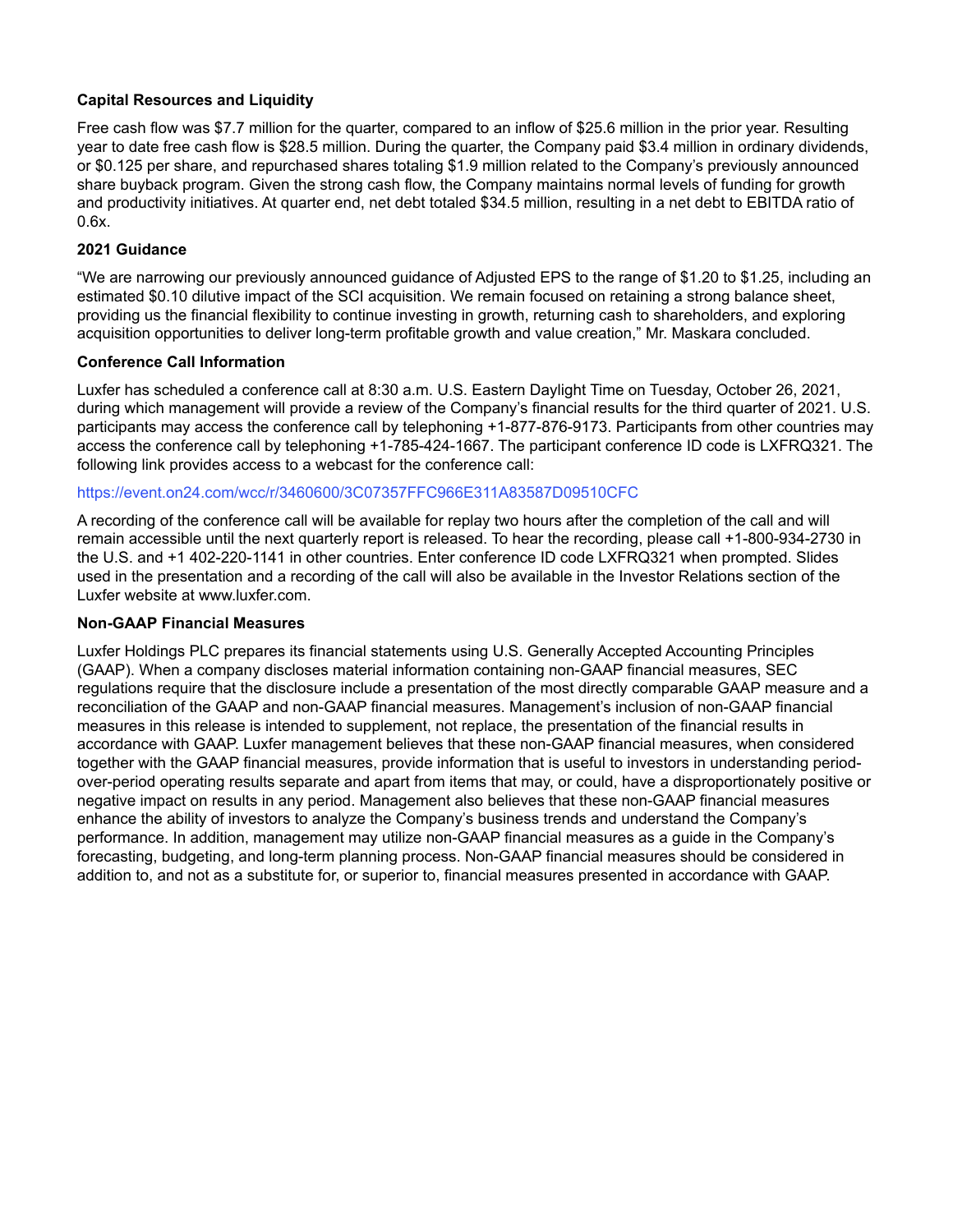**Capital Resources and Liquidity**

Free cash flow was $7.7 million for the quarter, compared to an inflow of $25.6 million in the prior year. Resulting year to date free cash flow is $28.5 million. During the quarter, the Company paid $3.4 million in ordinary dividends, or $0.125 per share, and repurchased shares totaling $1.9 million related to the Company's previously announced share buyback program. Given the strong cash flow, the Company maintains normal levels of funding for growth and productivity initiatives. At quarter end, net debt totaled $34.5 million, resulting in a net debt to EBITDA ratio of 0.6x.

**2021 Guidance**

"We are narrowing our previously announced guidance of Adjusted EPS to the range of $1.20 to $1.25, including an estimated $0.10 dilutive impact of the SCI acquisition. We remain focused on retaining a strong balance sheet, providing us the financial flexibility to continue investing in growth, returning cash to shareholders, and exploring acquisition opportunities to deliver long-term profitable growth and value creation," Mr. Maskara concluded.

**Conference Call Information**

Luxfer has scheduled a conference call at 8:30 a.m. U.S. Eastern Daylight Time on Tuesday, October 26, 2021, during which management will provide a review of the Company's financial results for the third quarter of 2021. U.S. participants may access the conference call by telephoning +1-877-876-9173. Participants from other countries may access the conference call by telephoning +1-785-424-1667. The participant conference ID code is LXFRQ321. The following link provides access to a webcast for the conference call:

https://event.on24.com/wcc/r/3460600/3C07357FFC966E311A83587D09510CFC

A recording of the conference call will be available for replay two hours after the completion of the call and will remain accessible until the next quarterly report is released. To hear the recording, please call +1-800-934-2730 in the U.S. and +1 402-220-1141 in other countries. Enter conference ID code LXFRQ321 when prompted. Slides used in the presentation and a recording of the call will also be available in the Investor Relations section of the Luxfer website at www.luxfer.com.

**Non-GAAP Financial Measures**

Luxfer Holdings PLC prepares its financial statements using U.S. Generally Accepted Accounting Principles (GAAP). When a company discloses material information containing non-GAAP financial measures, SEC regulations require that the disclosure include a presentation of the most directly comparable GAAP measure and a reconciliation of the GAAP and non-GAAP financial measures. Management's inclusion of non-GAAP financial measures in this release is intended to supplement, not replace, the presentation of the financial results in accordance with GAAP. Luxfer management believes that these non-GAAP financial measures, when considered together with the GAAP financial measures, provide information that is useful to investors in understanding period-over-period operating results separate and apart from items that may, or could, have a disproportionately positive or negative impact on results in any period. Management also believes that these non-GAAP financial measures enhance the ability of investors to analyze the Company's business trends and understand the Company's performance. In addition, management may utilize non-GAAP financial measures as a guide in the Company's forecasting, budgeting, and long-term planning process. Non-GAAP financial measures should be considered in addition to, and not as a substitute for, or superior to, financial measures presented in accordance with GAAP.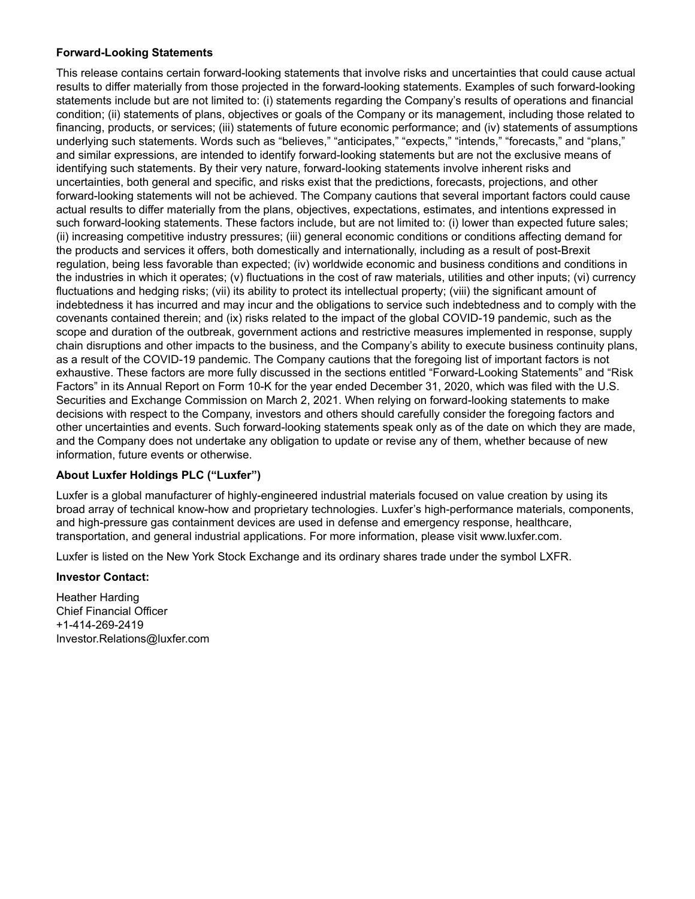**Forward-Looking Statements**

This release contains certain forward-looking statements that involve risks and uncertainties that could cause actual results to differ materially from those projected in the forward-looking statements. Examples of such forward-looking statements include but are not limited to: (i) statements regarding the Company's results of operations and financial condition; (ii) statements of plans, objectives or goals of the Company or its management, including those related to financing, products, or services; (iii) statements of future economic performance; and (iv) statements of assumptions underlying such statements. Words such as "believes," "anticipates," "expects," "intends," "forecasts," and "plans," and similar expressions, are intended to identify forward-looking statements but are not the exclusive means of identifying such statements. By their very nature, forward-looking statements involve inherent risks and uncertainties, both general and specific, and risks exist that the predictions, forecasts, projections, and other forward-looking statements will not be achieved. The Company cautions that several important factors could cause actual results to differ materially from the plans, objectives, expectations, estimates, and intentions expressed in such forward-looking statements. These factors include, but are not limited to: (i) lower than expected future sales; (ii) increasing competitive industry pressures; (iii) general economic conditions or conditions affecting demand for the products and services it offers, both domestically and internationally, including as a result of post-Brexit regulation, being less favorable than expected; (iv) worldwide economic and business conditions and conditions in the industries in which it operates; (v) fluctuations in the cost of raw materials, utilities and other inputs; (vi) currency fluctuations and hedging risks; (vii) its ability to protect its intellectual property; (viii) the significant amount of indebtedness it has incurred and may incur and the obligations to service such indebtedness and to comply with the covenants contained therein; and (ix) risks related to the impact of the global COVID-19 pandemic, such as the scope and duration of the outbreak, government actions and restrictive measures implemented in response, supply chain disruptions and other impacts to the business, and the Company's ability to execute business continuity plans, as a result of the COVID-19 pandemic. The Company cautions that the foregoing list of important factors is not exhaustive. These factors are more fully discussed in the sections entitled "Forward-Looking Statements" and "Risk Factors" in its Annual Report on Form 10-K for the year ended December 31, 2020, which was filed with the U.S. Securities and Exchange Commission on March 2, 2021. When relying on forward-looking statements to make decisions with respect to the Company, investors and others should carefully consider the foregoing factors and other uncertainties and events. Such forward-looking statements speak only as of the date on which they are made, and the Company does not undertake any obligation to update or revise any of them, whether because of new information, future events or otherwise.

**About Luxfer Holdings PLC ("Luxfer")**

Luxfer is a global manufacturer of highly-engineered industrial materials focused on value creation by using its broad array of technical know-how and proprietary technologies. Luxfer's high-performance materials, components, and high-pressure gas containment devices are used in defense and emergency response, healthcare, transportation, and general industrial applications. For more information, please visit www.luxfer.com.

Luxfer is listed on the New York Stock Exchange and its ordinary shares trade under the symbol LXFR.

**Investor Contact:**

Heather Harding
Chief Financial Officer
+1-414-269-2419
Investor.Relations@luxfer.com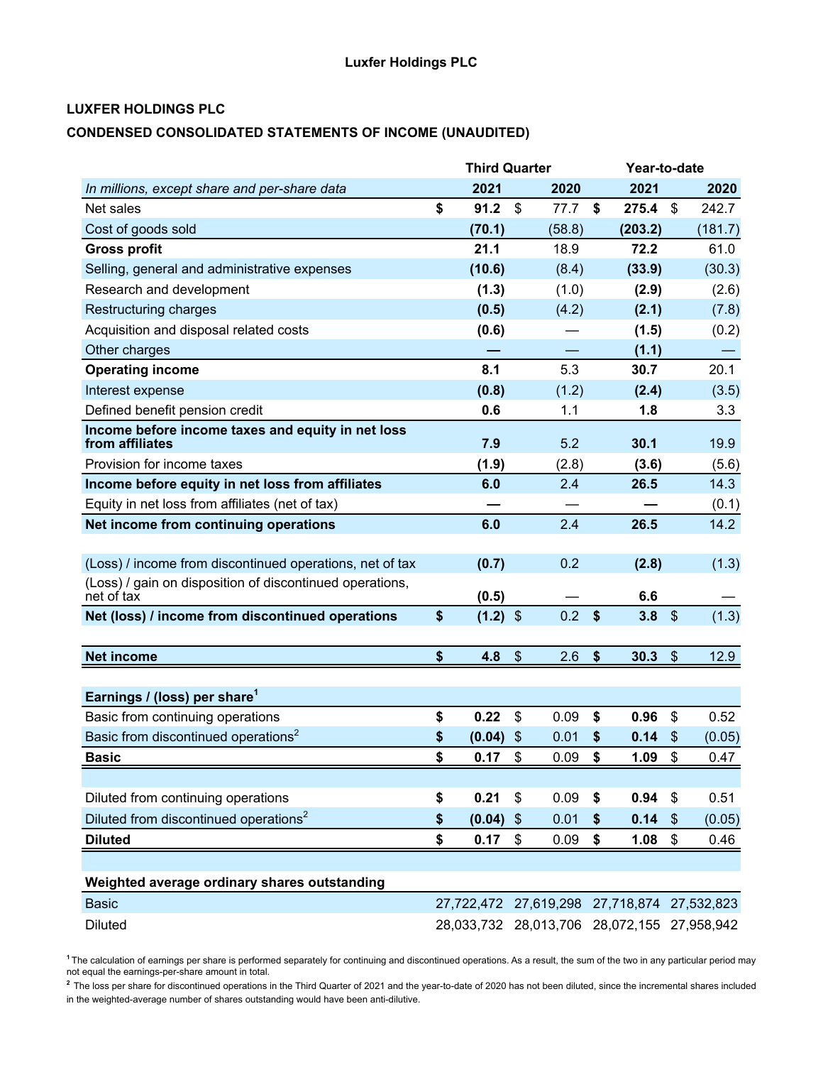**Luxfer Holdings PLC**

**LUXFER HOLDINGS PLC**

**CONDENSED CONSOLIDATED STATEMENTS OF INCOME (UNAUDITED)**

| | Third Quarter | | Year-to-date | |
|---|---|---|---|---|
| *In millions, except share and per-share data* | **2021** | **2020** | **2021** | **2020** |
| Net sales | **$ 91.2** | $ 77.7 | **$ 275.4** | $ 242.7 |
| Cost of goods sold | **(70.1)** | (58.8) | **(203.2)** | (181.7) |
| **Gross profit** | **21.1** | 18.9 | **72.2** | 61.0 |
| Selling, general and administrative expenses | **(10.6)** | (8.4) | **(33.9)** | (30.3) |
| Research and development | **(1.3)** | (1.0) | **(2.9)** | (2.6) |
| Restructuring charges | **(0.5)** | (4.2) | **(2.1)** | (7.8) |
| Acquisition and disposal related costs | **(0.6)** | — | **(1.5)** | (0.2) |
| Other charges | **—** | — | **(1.1)** | — |
| **Operating income** | **8.1** | 5.3 | **30.7** | 20.1 |
| Interest expense | **(0.8)** | (1.2) | **(2.4)** | (3.5) |
| Defined benefit pension credit | **0.6** | 1.1 | **1.8** | 3.3 |
| **Income before income taxes and equity in net loss from affiliates** | **7.9** | 5.2 | **30.1** | 19.9 |
| Provision for income taxes | **(1.9)** | (2.8) | **(3.6)** | (5.6) |
| **Income before equity in net loss from affiliates** | **6.0** | 2.4 | **26.5** | 14.3 |
| Equity in net loss from affiliates (net of tax) | **—** | — | **—** | (0.1) |
| **Net income from continuing operations** | **6.0** | 2.4 | **26.5** | 14.2 |
| | | | | |
| (Loss) / income from discontinued operations, net of tax | **(0.7)** | 0.2 | **(2.8)** | (1.3) |
| (Loss) / gain on disposition of discontinued operations, net of tax | **(0.5)** | — | **6.6** | — |
| **Net (loss) / income from discontinued operations** | **$ (1.2)** | $ 0.2 | **$ 3.8** | $ (1.3) |
| | | | | |
| **Net income** | **$ 4.8** | $ 2.6 | **$ 30.3** | $ 12.9 |
| | | | | |
| **Earnings / (loss) per share[1]** | | | | |
| Basic from continuing operations | **$ 0.22** | $ 0.09 | **$ 0.96** | $ 0.52 |
| Basic from discontinued operations[2] | **$ (0.04)** | $ 0.01 | **$ 0.14** | $ (0.05) |
| **Basic** | **$ 0.17** | $ 0.09 | **$ 1.09** | $ 0.47 |
| | | | | |
| Diluted from continuing operations | **$ 0.21** | $ 0.09 | **$ 0.94** | $ 0.51 |
| Diluted from discontinued operations[2] | **$ (0.04)** | $ 0.01 | **$ 0.14** | $ (0.05) |
| **Diluted** | **$ 0.17** | $ 0.09 | **$ 1.08** | $ 0.46 |
| | | | | |
| **Weighted average ordinary shares outstanding** | | | | |
| Basic | 27,722,472 | 27,619,298 | 27,718,874 | 27,532,823 |
| Diluted | 28,033,732 | 28,013,706 | 28,072,155 | 27,958,942 |

[1] The calculation of earnings per share is performed separately for continuing and discontinued operations. As a result, the sum of the two in any particular period may not equal the earnings-per-share amount in total.

[2] The loss per share for discontinued operations in the Third Quarter of 2021 and the year-to-date of 2020 has not been diluted, since the incremental shares included in the weighted-average number of shares outstanding would have been anti-dilutive.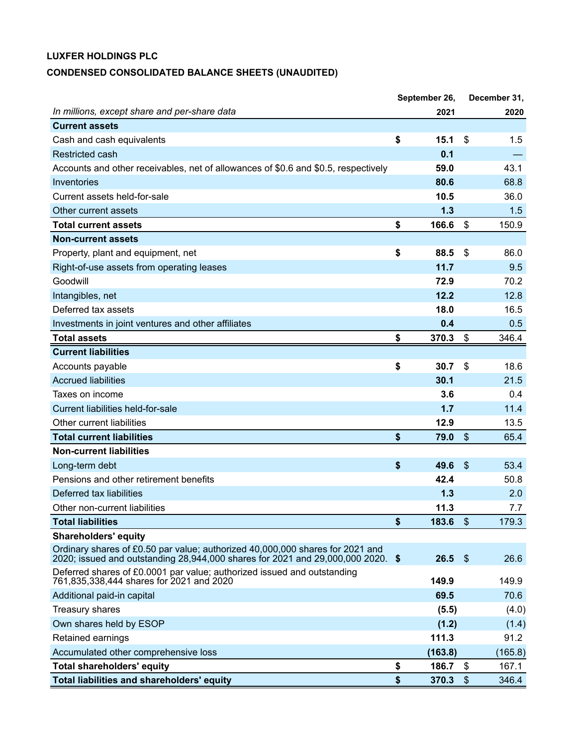**LUXFER HOLDINGS PLC**

**CONDENSED CONSOLIDATED BALANCE SHEETS (UNAUDITED)**

| *In millions, except share and per-share data* | September 26, 2021 | December 31, 2020 |
|---|---|---|
| **Current assets** | | |
| Cash and cash equivalents | **$ 15.1** | $ 1.5 |
| Restricted cash | **0.1** | — |
| Accounts and other receivables, net of allowances of $0.6 and $0.5, respectively | **59.0** | 43.1 |
| Inventories | **80.6** | 68.8 |
| Current assets held-for-sale | **10.5** | 36.0 |
| Other current assets | **1.3** | 1.5 |
| **Total current assets** | **$ 166.6** | $ 150.9 |
| **Non-current assets** | | |
| Property, plant and equipment, net | **$ 88.5** | $ 86.0 |
| Right-of-use assets from operating leases | **11.7** | 9.5 |
| Goodwill | **72.9** | 70.2 |
| Intangibles, net | **12.2** | 12.8 |
| Deferred tax assets | **18.0** | 16.5 |
| Investments in joint ventures and other affiliates | **0.4** | 0.5 |
| **Total assets** | **$ 370.3** | $ 346.4 |
| **Current liabilities** | | |
| Accounts payable | **$ 30.7** | $ 18.6 |
| Accrued liabilities | **30.1** | 21.5 |
| Taxes on income | **3.6** | 0.4 |
| Current liabilities held-for-sale | **1.7** | 11.4 |
| Other current liabilities | **12.9** | 13.5 |
| **Total current liabilities** | **$ 79.0** | $ 65.4 |
| **Non-current liabilities** | | |
| Long-term debt | **$ 49.6** | $ 53.4 |
| Pensions and other retirement benefits | **42.4** | 50.8 |
| Deferred tax liabilities | **1.3** | 2.0 |
| Other non-current liabilities | **11.3** | 7.7 |
| **Total liabilities** | **$ 183.6** | $ 179.3 |
| **Shareholders' equity** | | |
| Ordinary shares of £0.50 par value; authorized 40,000,000 shares for 2021 and 2020; issued and outstanding 28,944,000 shares for 2021 and 29,000,000 2020. | **$ 26.5** | $ 26.6 |
| Deferred shares of £0.0001 par value; authorized issued and outstanding 761,835,338,444 shares for 2021 and 2020 | **149.9** | 149.9 |
| Additional paid-in capital | **69.5** | 70.6 |
| Treasury shares | **(5.5)** | (4.0) |
| Own shares held by ESOP | **(1.2)** | (1.4) |
| Retained earnings | **111.3** | 91.2 |
| Accumulated other comprehensive loss | **(163.8)** | (165.8) |
| **Total shareholders' equity** | **$ 186.7** | $ 167.1 |
| **Total liabilities and shareholders' equity** | **$ 370.3** | $ 346.4 |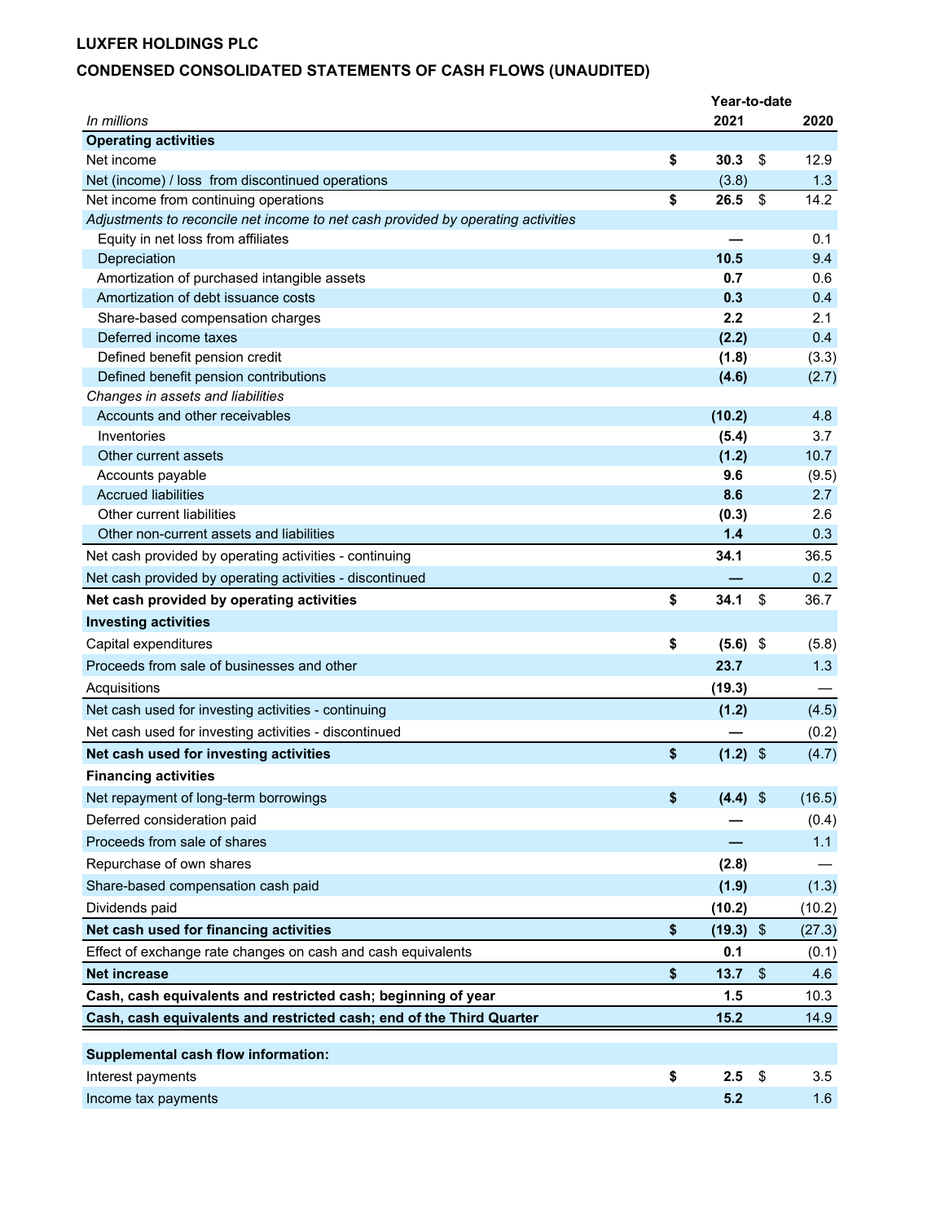**LUXFER HOLDINGS PLC**

**CONDENSED CONSOLIDATED STATEMENTS OF CASH FLOWS (UNAUDITED)**

| *In millions* | Year-to-date 2021 | 2020 |
|---|---|---|
| **Operating activities** | | |
| Net income | **$ 30.3** | $ 12.9 |
| Net (income) / loss from discontinued operations | (3.8) | 1.3 |
| Net income from continuing operations | **$ 26.5** | $ 14.2 |
| *Adjustments to reconcile net income to net cash provided by operating activities* | | |
| Equity in net loss from affiliates | **—** | 0.1 |
| Depreciation | **10.5** | 9.4 |
| Amortization of purchased intangible assets | **0.7** | 0.6 |
| Amortization of debt issuance costs | **0.3** | 0.4 |
| Share-based compensation charges | **2.2** | 2.1 |
| Deferred income taxes | **(2.2)** | 0.4 |
| Defined benefit pension credit | **(1.8)** | (3.3) |
| Defined benefit pension contributions | **(4.6)** | (2.7) |
| *Changes in assets and liabilities* | | |
| Accounts and other receivables | **(10.2)** | 4.8 |
| Inventories | **(5.4)** | 3.7 |
| Other current assets | **(1.2)** | 10.7 |
| Accounts payable | **9.6** | (9.5) |
| Accrued liabilities | **8.6** | 2.7 |
| Other current liabilities | **(0.3)** | 2.6 |
| Other non-current assets and liabilities | **1.4** | 0.3 |
| Net cash provided by operating activities - continuing | **34.1** | 36.5 |
| Net cash provided by operating activities - discontinued | **—** | 0.2 |
| **Net cash provided by operating activities** | **$ 34.1** | $ 36.7 |
| **Investing activities** | | |
| Capital expenditures | **$ (5.6)** | $ (5.8) |
| Proceeds from sale of businesses and other | **23.7** | 1.3 |
| Acquisitions | **(19.3)** | — |
| Net cash used for investing activities - continuing | **(1.2)** | (4.5) |
| Net cash used for investing activities - discontinued | **—** | (0.2) |
| **Net cash used for investing activities** | **$ (1.2)** | $ (4.7) |
| **Financing activities** | | |
| Net repayment of long-term borrowings | **$ (4.4)** | $ (16.5) |
| Deferred consideration paid | **—** | (0.4) |
| Proceeds from sale of shares | **—** | 1.1 |
| Repurchase of own shares | **(2.8)** | — |
| Share-based compensation cash paid | **(1.9)** | (1.3) |
| Dividends paid | **(10.2)** | (10.2) |
| **Net cash used for financing activities** | **$ (19.3)** | $ (27.3) |
| Effect of exchange rate changes on cash and cash equivalents | **0.1** | (0.1) |
| **Net increase** | **$ 13.7** | $ 4.6 |
| **Cash, cash equivalents and restricted cash; beginning of year** | **1.5** | 10.3 |
| **Cash, cash equivalents and restricted cash; end of the Third Quarter** | **15.2** | 14.9 |
| | | |
| **Supplemental cash flow information:** | | |
| Interest payments | **$ 2.5** | $ 3.5 |
| Income tax payments | **5.2** | 1.6 |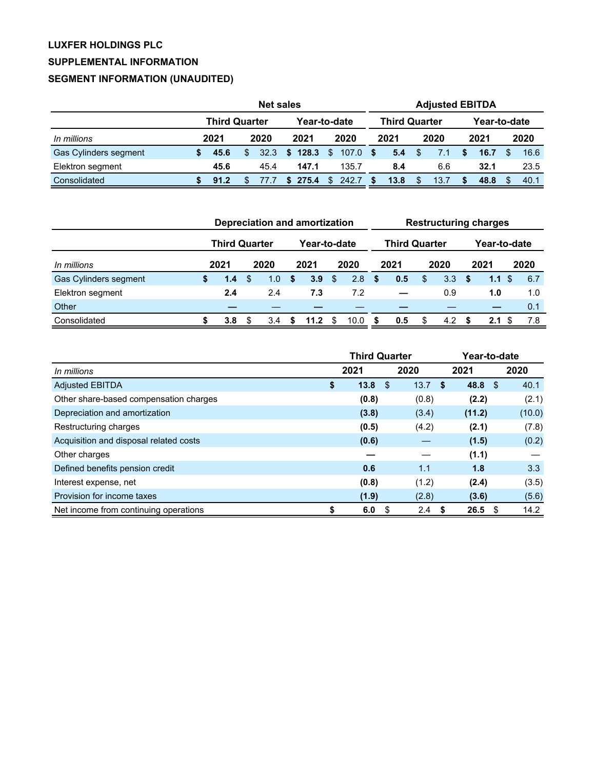**LUXFER HOLDINGS PLC**

**SUPPLEMENTAL INFORMATION**

**SEGMENT INFORMATION (UNAUDITED)**

| | Net sales | | | | Adjusted EBITDA | | | |
|---|---|---|---|---|---|---|---|---|
| | Third Quarter | | Year-to-date | | Third Quarter | | Year-to-date | |
| *In millions* | 2021 | 2020 | 2021 | 2020 | 2021 | 2020 | 2021 | 2020 |
| Gas Cylinders segment | **$ 45.6** | $ 32.3 | **$ 128.3** | $ 107.0 | **$ 5.4** | $ 7.1 | **$ 16.7** | $ 16.6 |
| Elektron segment | **45.6** | 45.4 | **147.1** | 135.7 | **8.4** | 6.6 | **32.1** | 23.5 |
| Consolidated | **$ 91.2** | $ 77.7 | **$ 275.4** | $ 242.7 | **$ 13.8** | $ 13.7 | **$ 48.8** | $ 40.1 |

| | Depreciation and amortization | | | | Restructuring charges | | | |
|---|---|---|---|---|---|---|---|---|
| | Third Quarter | | Year-to-date | | Third Quarter | | Year-to-date | |
| *In millions* | 2021 | 2020 | 2021 | 2020 | 2021 | 2020 | 2021 | 2020 |
| Gas Cylinders segment | **$ 1.4** | $ 1.0 | **$ 3.9** | $ 2.8 | **$ 0.5** | $ 3.3 | **$ 1.1** | $ 6.7 |
| Elektron segment | **2.4** | 2.4 | **7.3** | 7.2 | **—** | 0.9 | **1.0** | 1.0 |
| Other | **—** | — | **—** | — | **—** | — | **—** | 0.1 |
| Consolidated | **$ 3.8** | $ 3.4 | **$ 11.2** | $ 10.0 | **$ 0.5** | $ 4.2 | **$ 2.1** | $ 7.8 |

| | Third Quarter | | Year-to-date | |
|---|---|---|---|---|
| *In millions* | 2021 | 2020 | 2021 | 2020 |
| Adjusted EBITDA | **$ 13.8** | $ 13.7 | **$ 48.8** | $ 40.1 |
| Other share-based compensation charges | **(0.8)** | (0.8) | **(2.2)** | (2.1) |
| Depreciation and amortization | **(3.8)** | (3.4) | **(11.2)** | (10.0) |
| Restructuring charges | **(0.5)** | (4.2) | **(2.1)** | (7.8) |
| Acquisition and disposal related costs | **(0.6)** | — | **(1.5)** | (0.2) |
| Other charges | **—** | — | **(1.1)** | — |
| Defined benefits pension credit | **0.6** | 1.1 | **1.8** | 3.3 |
| Interest expense, net | **(0.8)** | (1.2) | **(2.4)** | (3.5) |
| Provision for income taxes | **(1.9)** | (2.8) | **(3.6)** | (5.6) |
| Net income from continuing operations | **$ 6.0** | $ 2.4 | **$ 26.5** | $ 14.2 |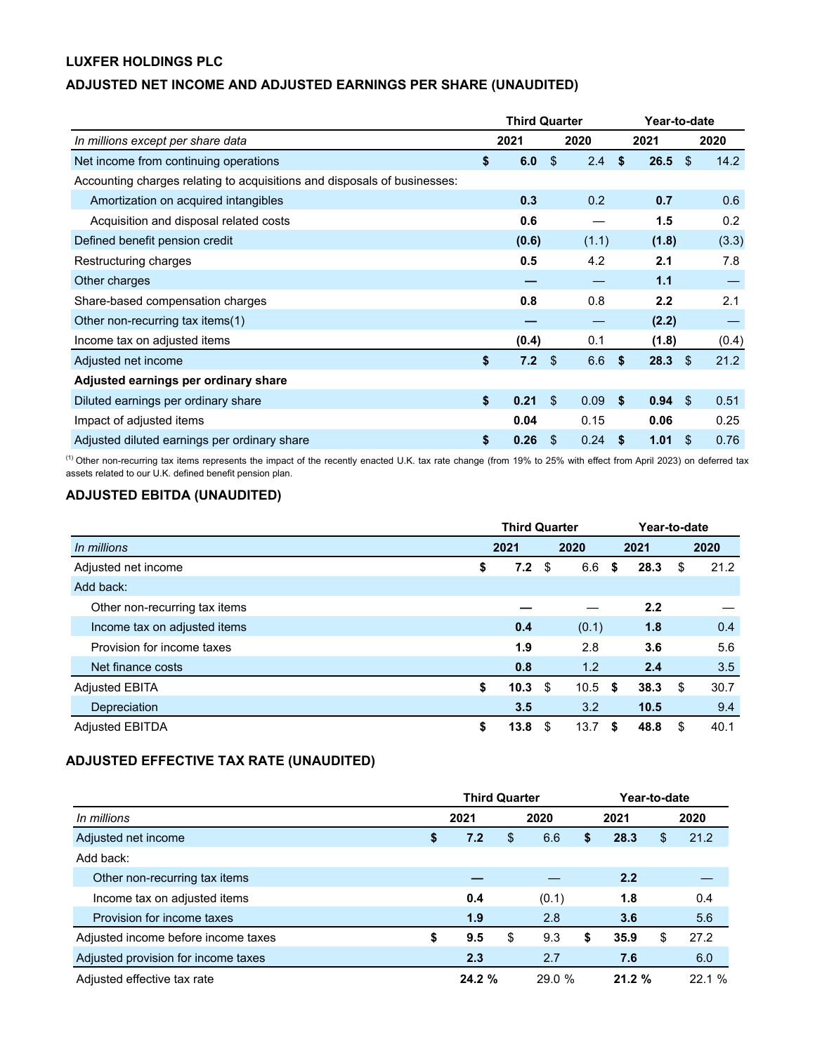**LUXFER HOLDINGS PLC**

**ADJUSTED NET INCOME AND ADJUSTED EARNINGS PER SHARE (UNAUDITED)**

| | Third Quarter | | Year-to-date | |
|---|---|---|---|---|
| *In millions except per share data* | **2021** | **2020** | **2021** | **2020** |
| Net income from continuing operations | **$ 6.0** | $ 2.4 | **$ 26.5** | $ 14.2 |
| Accounting charges relating to acquisitions and disposals of businesses: | | | | |
| Amortization on acquired intangibles | **0.3** | 0.2 | **0.7** | 0.6 |
| Acquisition and disposal related costs | **0.6** | — | **1.5** | 0.2 |
| Defined benefit pension credit | **(0.6)** | (1.1) | **(1.8)** | (3.3) |
| Restructuring charges | **0.5** | 4.2 | **2.1** | 7.8 |
| Other charges | **—** | — | **1.1** | — |
| Share-based compensation charges | **0.8** | 0.8 | **2.2** | 2.1 |
| Other non-recurring tax items(1) | **—** | — | **(2.2)** | — |
| Income tax on adjusted items | **(0.4)** | 0.1 | **(1.8)** | (0.4) |
| Adjusted net income | **$ 7.2** | $ 6.6 | **$ 28.3** | $ 21.2 |
| **Adjusted earnings per ordinary share** | | | | |
| Diluted earnings per ordinary share | **$ 0.21** | $ 0.09 | **$ 0.94** | $ 0.51 |
| Impact of adjusted items | **0.04** | 0.15 | **0.06** | 0.25 |
| Adjusted diluted earnings per ordinary share | **$ 0.26** | $ 0.24 | **$ 1.01** | $ 0.76 |

(1) Other non-recurring tax items represents the impact of the recently enacted U.K. tax rate change (from 19% to 25% with effect from April 2023) on deferred tax assets related to our U.K. defined benefit pension plan.

**ADJUSTED EBITDA (UNAUDITED)**

| | Third Quarter | | Year-to-date | |
|---|---|---|---|---|
| *In millions* | **2021** | **2020** | **2021** | **2020** |
| Adjusted net income | **$ 7.2** | $ 6.6 | **$ 28.3** | $ 21.2 |
| Add back: | | | | |
| Other non-recurring tax items | **—** | — | **2.2** | — |
| Income tax on adjusted items | **0.4** | (0.1) | **1.8** | 0.4 |
| Provision for income taxes | **1.9** | 2.8 | **3.6** | 5.6 |
| Net finance costs | **0.8** | 1.2 | **2.4** | 3.5 |
| Adjusted EBITA | **$ 10.3** | $ 10.5 | **$ 38.3** | $ 30.7 |
| Depreciation | **3.5** | 3.2 | **10.5** | 9.4 |
| Adjusted EBITDA | **$ 13.8** | $ 13.7 | **$ 48.8** | $ 40.1 |

**ADJUSTED EFFECTIVE TAX RATE (UNAUDITED)**

| | Third Quarter | | Year-to-date | |
|---|---|---|---|---|
| *In millions* | **2021** | **2020** | **2021** | **2020** |
| Adjusted net income | **$ 7.2** | $ 6.6 | **$ 28.3** | $ 21.2 |
| Add back: | | | | |
| Other non-recurring tax items | **—** | — | **2.2** | — |
| Income tax on adjusted items | **0.4** | (0.1) | **1.8** | 0.4 |
| Provision for income taxes | **1.9** | 2.8 | **3.6** | 5.6 |
| Adjusted income before income taxes | **$ 9.5** | $ 9.3 | **$ 35.9** | $ 27.2 |
| Adjusted provision for income taxes | **2.3** | 2.7 | **7.6** | 6.0 |
| Adjusted effective tax rate | **24.2 %** | 29.0 % | **21.2 %** | 22.1 % |